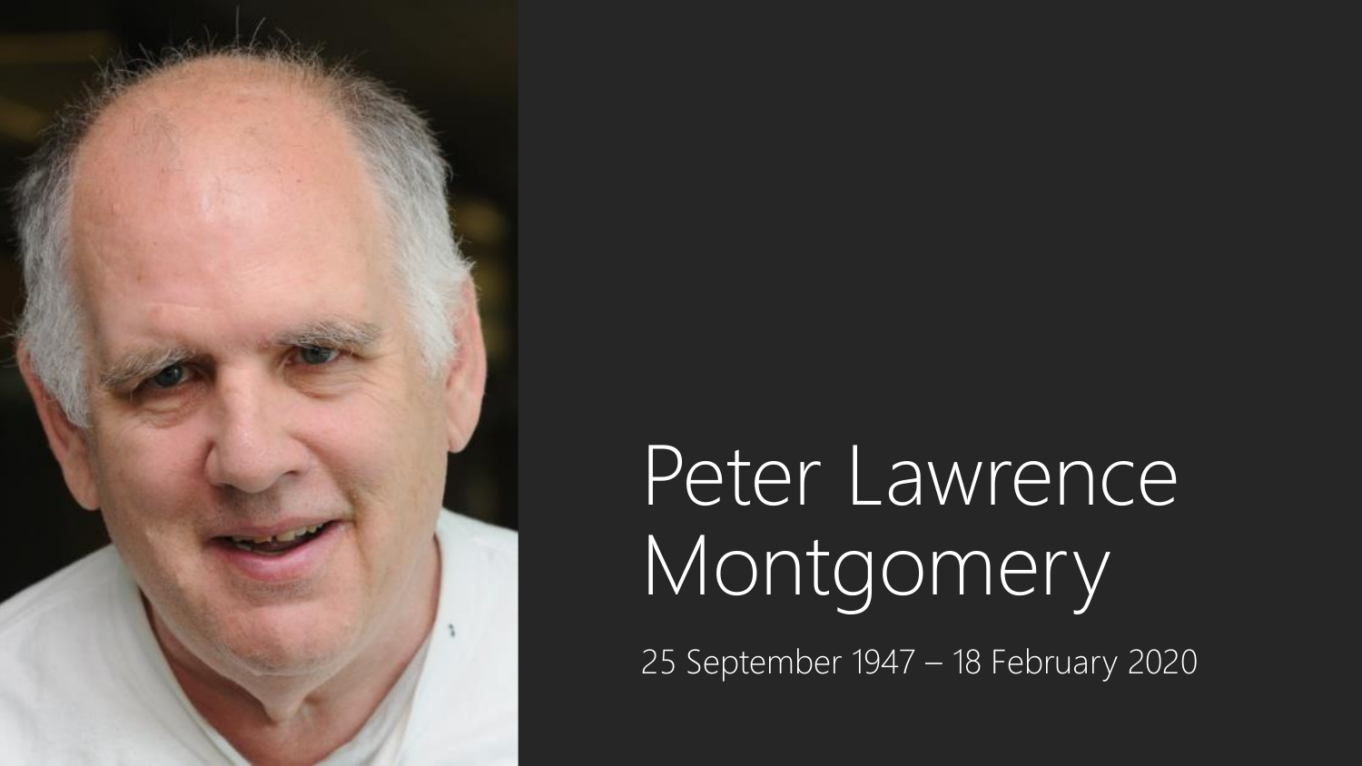# Peter Lawrence Montgomery

25 September 1947 – 18 February 2020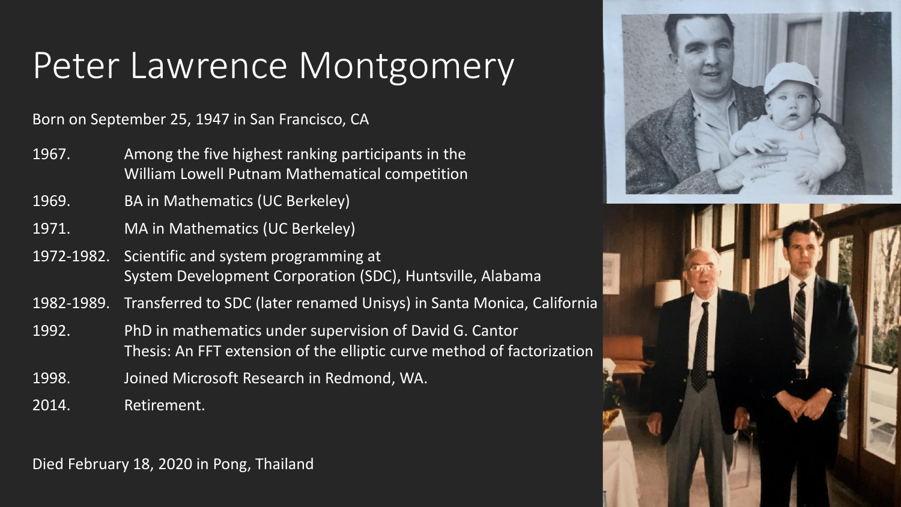# Peter Lawrence Montgomery

Born on September 25, 1947 in San Francisco, CA

| | |
|---|---|
| 1967. | Among the five highest ranking participants in the William Lowell Putnam Mathematical competition |
| 1969. | BA in Mathematics (UC Berkeley) |
| 1971. | MA in Mathematics (UC Berkeley) |
| 1972-1982. | Scientific and system programming at System Development Corporation (SDC), Huntsville, Alabama |
| 1982-1989. | Transferred to SDC (later renamed Unisys) in Santa Monica, California |
| 1992. | PhD in mathematics under supervision of David G. Cantor<br>Thesis: An FFT extension of the elliptic curve method of factorization |
| 1998. | Joined Microsoft Research in Redmond, WA. |
| 2014. | Retirement. |

Died February 18, 2020 in Pong, Thailand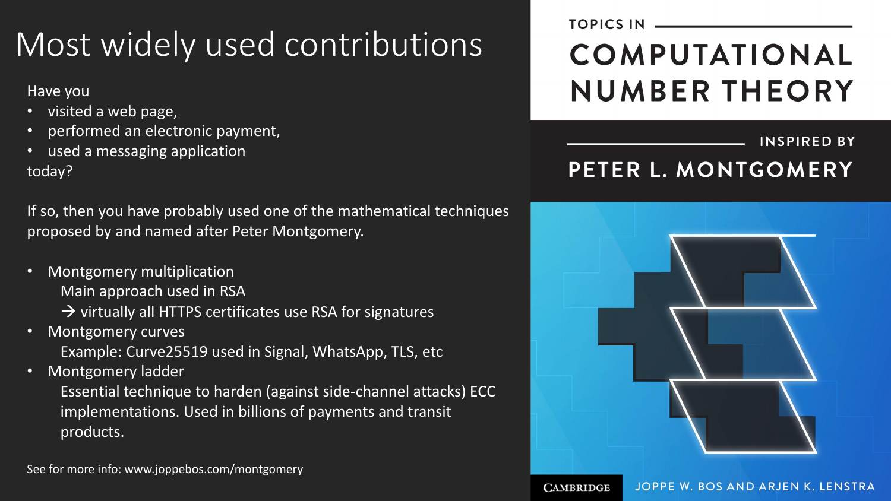# Most widely used contributions

Have you

- visited a web page,
- performed an electronic payment,
- used a messaging application

today?

If so, then you have probably used one of the mathematical techniques proposed by and named after Peter Montgomery.

- Montgomery multiplication
  Main approach used in RSA
  → virtually all HTTPS certificates use RSA for signatures
- Montgomery curves
  Example: Curve25519 used in Signal, WhatsApp, TLS, etc
- Montgomery ladder
  Essential technique to harden (against side-channel attacks) ECC implementations. Used in billions of payments and transit products.

See for more info: www.joppebos.com/montgomery

TOPICS IN

COMPUTATIONAL NUMBER THEORY

INSPIRED BY

PETER L. MONTGOMERY

CAMBRIDGE

JOPPE W. BOS AND ARJEN K. LENSTRA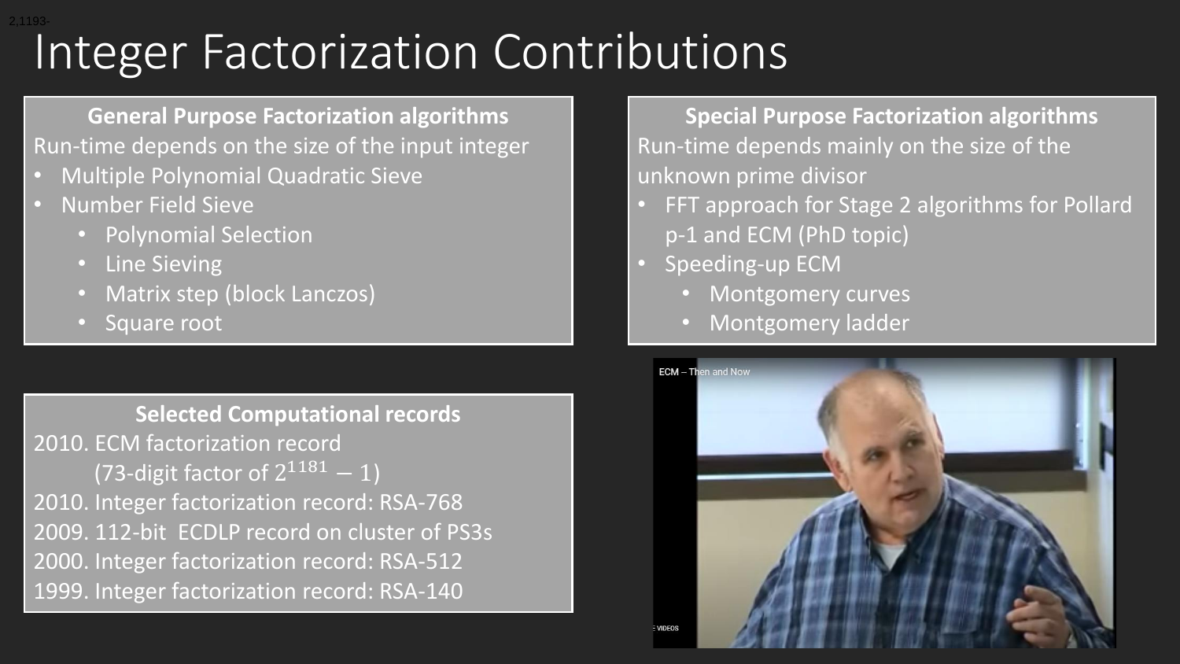# Integer Factorization Contributions

**General Purpose Factorization algorithms**

Run-time depends on the size of the input integer

- Multiple Polynomial Quadratic Sieve
- Number Field Sieve
  - Polynomial Selection
  - Line Sieving
  - Matrix step (block Lanczos)
  - Square root

**Special Purpose Factorization algorithms**

Run-time depends mainly on the size of the unknown prime divisor

- FFT approach for Stage 2 algorithms for Pollard p-1 and ECM (PhD topic)
- Speeding-up ECM
  - Montgomery curves
  - Montgomery ladder

**Selected Computational records**

2010. ECM factorization record
 (73-digit factor of $2^{1181} - 1$)

2010. Integer factorization record: RSA-768

2009. 112-bit ECDLP record on cluster of PS3s

2000. Integer factorization record: RSA-512

1999. Integer factorization record: RSA-140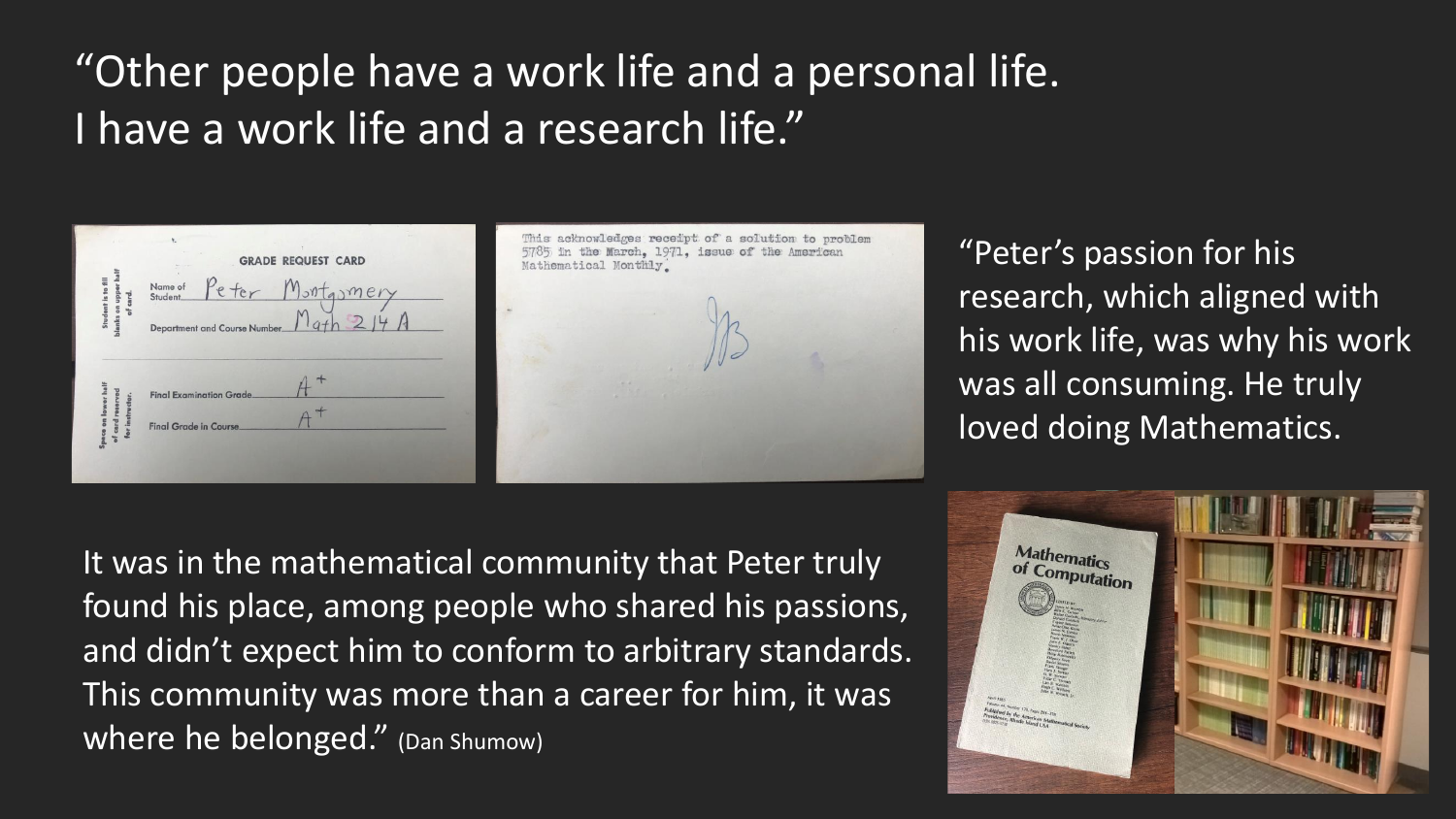"Other people have a work life and a personal life. I have a work life and a research life."

GRADE REQUEST CARD

Name of Student: Peter Montgomery

Department and Course Number: Math 214A

Final Examination Grade: A+

Final Grade in Course: A+

This acknowledges receipt of a solution to problem 5785 in the March, 1971, issue of the American Mathematical Monthly.

"Peter's passion for his research, which aligned with his work life, was why his work was all consuming. He truly loved doing Mathematics.

It was in the mathematical community that Peter truly found his place, among people who shared his passions, and didn't expect him to conform to arbitrary standards. This community was more than a career for him, it was where he belonged." (Dan Shumow)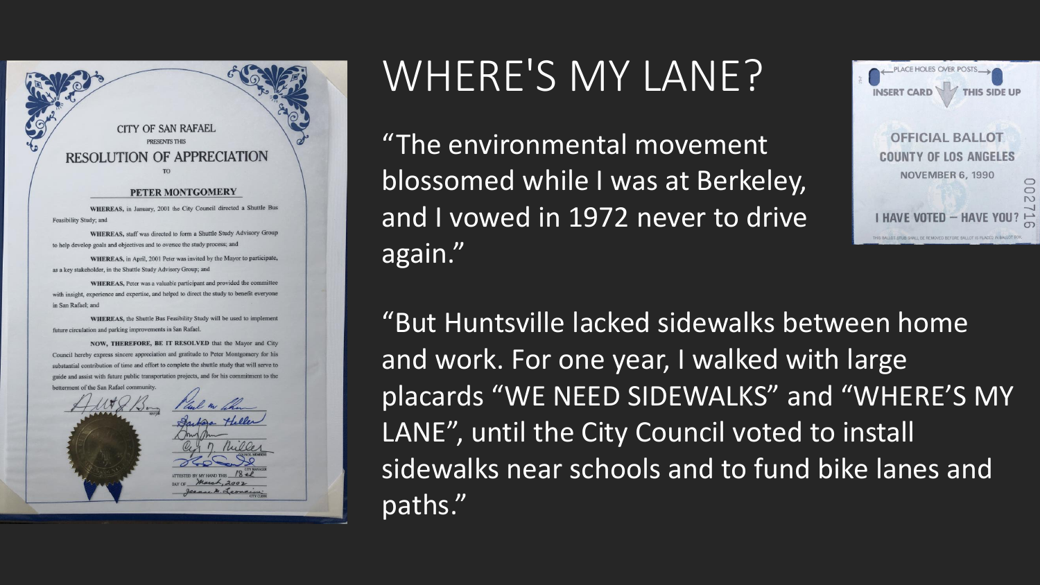# WHERE'S MY LANE?

"The environmental movement blossomed while I was at Berkeley, and I vowed in 1972 never to drive again."

"But Huntsville lacked sidewalks between home and work. For one year, I walked with large placards "WE NEED SIDEWALKS" and "WHERE'S MY LANE", until the City Council voted to install sidewalks near schools and to fund bike lanes and paths."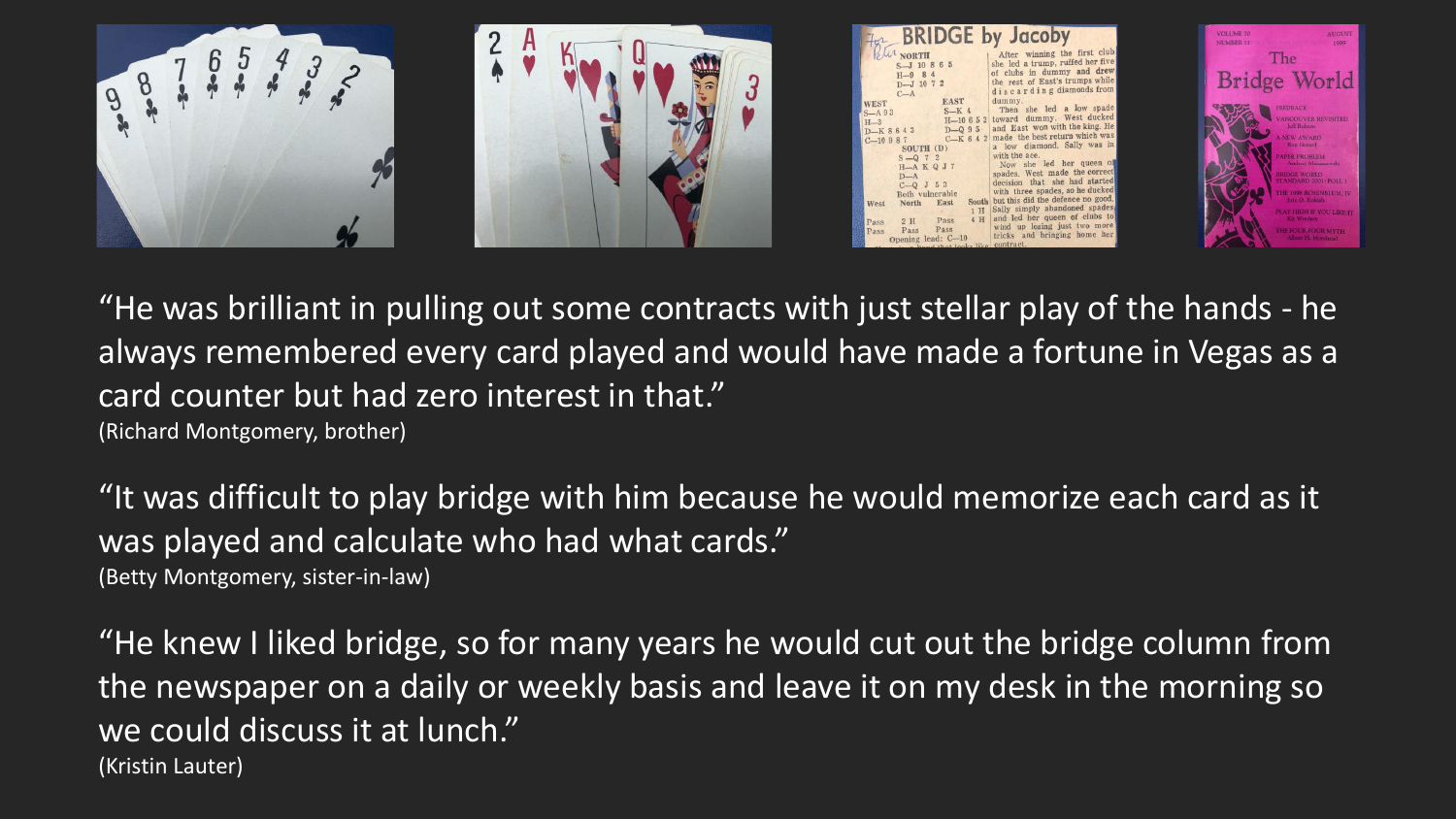“He was brilliant in pulling out some contracts with just stellar play of the hands - he always remembered every card played and would have made a fortune in Vegas as a card counter but had zero interest in that.”
(Richard Montgomery, brother)

“It was difficult to play bridge with him because he would memorize each card as it was played and calculate who had what cards.”
(Betty Montgomery, sister-in-law)

“He knew I liked bridge, so for many years he would cut out the bridge column from the newspaper on a daily or weekly basis and leave it on my desk in the morning so we could discuss it at lunch.”
(Kristin Lauter)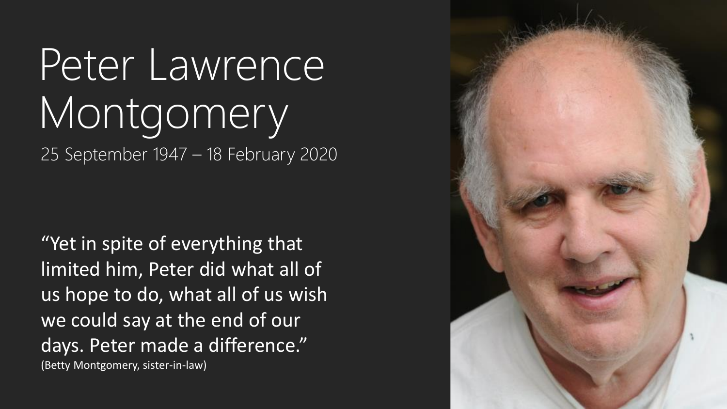# Peter Lawrence Montgomery

25 September 1947 – 18 February 2020

"Yet in spite of everything that limited him, Peter did what all of us hope to do, what all of us wish we could say at the end of our days. Peter made a difference."
(Betty Montgomery, sister-in-law)